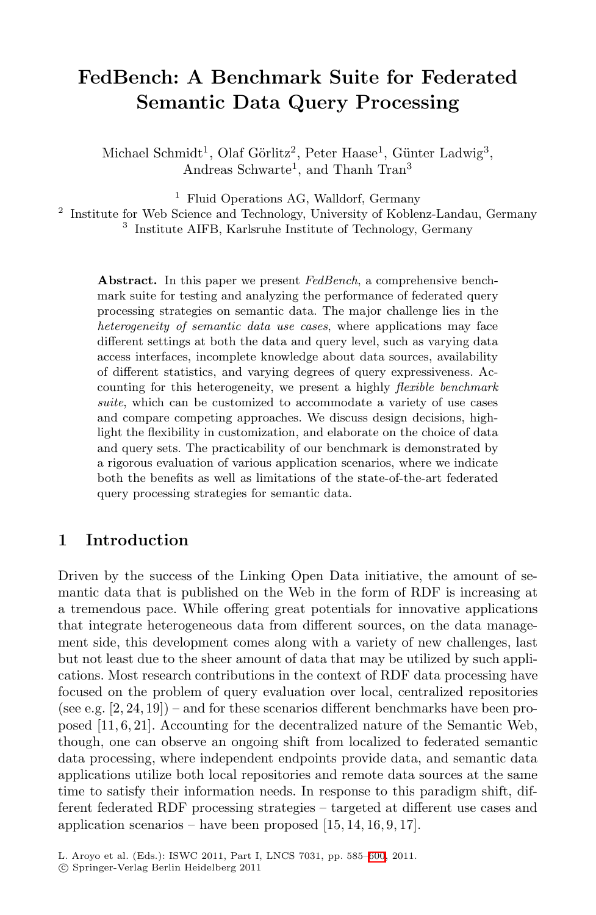# FedBench: A Benchmark Suite for Federated Semantic Data Query Processing

Michael Schmidt[1], Olaf Görlitz[2], Peter Haase[1], Günter Ladwig[3], Andreas Schwarte[1], and Thanh Tran[3]

[1] Fluid Operations AG, Walldorf, Germany
[2] Institute for Web Science and Technology, University of Koblenz-Landau, Germany
[3] Institute AIFB, Karlsruhe Institute of Technology, Germany

**Abstract.** In this paper we present *FedBench*, a comprehensive benchmark suite for testing and analyzing the performance of federated query processing strategies on semantic data. The major challenge lies in the *heterogeneity of semantic data use cases*, where applications may face different settings at both the data and query level, such as varying data access interfaces, incomplete knowledge about data sources, availability of different statistics, and varying degrees of query expressiveness. Accounting for this heterogeneity, we present a highly *flexible benchmark suite*, which can be customized to accommodate a variety of use cases and compare competing approaches. We discuss design decisions, highlight the flexibility in customization, and elaborate on the choice of data and query sets. The practicability of our benchmark is demonstrated by a rigorous evaluation of various application scenarios, where we indicate both the benefits as well as limitations of the state-of-the-art federated query processing strategies for semantic data.

## 1 Introduction

Driven by the success of the Linking Open Data initiative, the amount of semantic data that is published on the Web in the form of RDF is increasing at a tremendous pace. While offering great potentials for innovative applications that integrate heterogeneous data from different sources, on the data management side, this development comes along with a variety of new challenges, last but not least due to the sheer amount of data that may be utilized by such applications. Most research contributions in the context of RDF data processing have focused on the problem of query evaluation over local, centralized repositories (see e.g. [2, 24, 19]) – and for these scenarios different benchmarks have been proposed [11, 6, 21]. Accounting for the decentralized nature of the Semantic Web, though, one can observe an ongoing shift from localized to federated semantic data processing, where independent endpoints provide data, and semantic data applications utilize both local repositories and remote data sources at the same time to satisfy their information needs. In response to this paradigm shift, different federated RDF processing strategies – targeted at different use cases and application scenarios – have been proposed [15, 14, 16, 9, 17].

L. Aroyo et al. (Eds.): ISWC 2011, Part I, LNCS 7031, pp. 585–600, 2011.
© Springer-Verlag Berlin Heidelberg 2011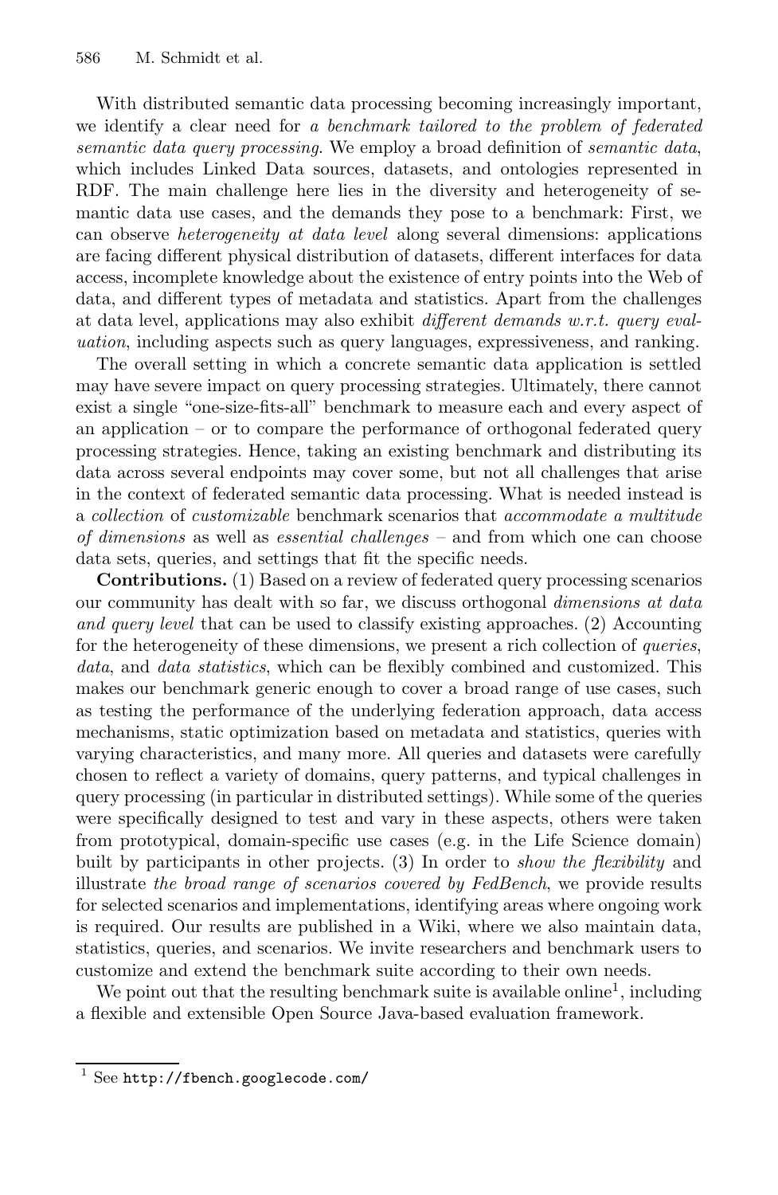With distributed semantic data processing becoming increasingly important, we identify a clear need for *a benchmark tailored to the problem of federated semantic data query processing*. We employ a broad definition of *semantic data*, which includes Linked Data sources, datasets, and ontologies represented in RDF. The main challenge here lies in the diversity and heterogeneity of semantic data use cases, and the demands they pose to a benchmark: First, we can observe *heterogeneity at data level* along several dimensions: applications are facing different physical distribution of datasets, different interfaces for data access, incomplete knowledge about the existence of entry points into the Web of data, and different types of metadata and statistics. Apart from the challenges at data level, applications may also exhibit *different demands w.r.t. query evaluation*, including aspects such as query languages, expressiveness, and ranking.

The overall setting in which a concrete semantic data application is settled may have severe impact on query processing strategies. Ultimately, there cannot exist a single "one-size-fits-all" benchmark to measure each and every aspect of an application – or to compare the performance of orthogonal federated query processing strategies. Hence, taking an existing benchmark and distributing its data across several endpoints may cover some, but not all challenges that arise in the context of federated semantic data processing. What is needed instead is a *collection* of *customizable* benchmark scenarios that *accommodate a multitude of dimensions* as well as *essential challenges* – and from which one can choose data sets, queries, and settings that fit the specific needs.

**Contributions.** (1) Based on a review of federated query processing scenarios our community has dealt with so far, we discuss orthogonal *dimensions at data and query level* that can be used to classify existing approaches. (2) Accounting for the heterogeneity of these dimensions, we present a rich collection of *queries*, *data*, and *data statistics*, which can be flexibly combined and customized. This makes our benchmark generic enough to cover a broad range of use cases, such as testing the performance of the underlying federation approach, data access mechanisms, static optimization based on metadata and statistics, queries with varying characteristics, and many more. All queries and datasets were carefully chosen to reflect a variety of domains, query patterns, and typical challenges in query processing (in particular in distributed settings). While some of the queries were specifically designed to test and vary in these aspects, others were taken from prototypical, domain-specific use cases (e.g. in the Life Science domain) built by participants in other projects. (3) In order to *show the flexibility* and illustrate *the broad range of scenarios covered by FedBench*, we provide results for selected scenarios and implementations, identifying areas where ongoing work is required. Our results are published in a Wiki, where we also maintain data, statistics, queries, and scenarios. We invite researchers and benchmark users to customize and extend the benchmark suite according to their own needs.

We point out that the resulting benchmark suite is available online[1], including a flexible and extensible Open Source Java-based evaluation framework.

[1] See http://fbench.googlecode.com/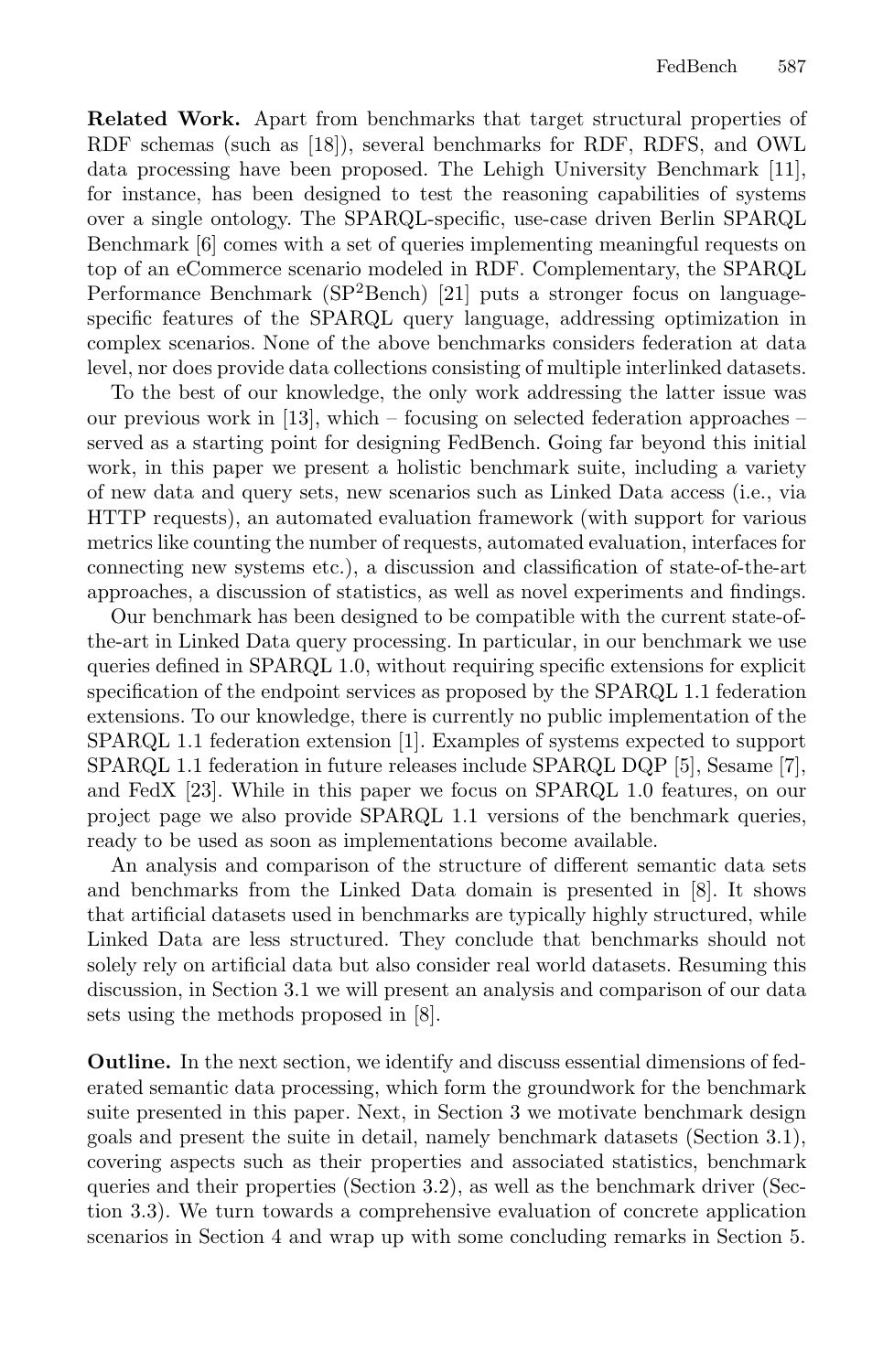**Related Work.** Apart from benchmarks that target structural properties of RDF schemas (such as [18]), several benchmarks for RDF, RDFS, and OWL data processing have been proposed. The Lehigh University Benchmark [11], for instance, has been designed to test the reasoning capabilities of systems over a single ontology. The SPARQL-specific, use-case driven Berlin SPARQL Benchmark [6] comes with a set of queries implementing meaningful requests on top of an eCommerce scenario modeled in RDF. Complementary, the SPARQL Performance Benchmark (SP$^2$Bench) [21] puts a stronger focus on language-specific features of the SPARQL query language, addressing optimization in complex scenarios. None of the above benchmarks considers federation at data level, nor does provide data collections consisting of multiple interlinked datasets.

To the best of our knowledge, the only work addressing the latter issue was our previous work in [13], which – focusing on selected federation approaches – served as a starting point for designing FedBench. Going far beyond this initial work, in this paper we present a holistic benchmark suite, including a variety of new data and query sets, new scenarios such as Linked Data access (i.e., via HTTP requests), an automated evaluation framework (with support for various metrics like counting the number of requests, automated evaluation, interfaces for connecting new systems etc.), a discussion and classification of state-of-the-art approaches, a discussion of statistics, as well as novel experiments and findings.

Our benchmark has been designed to be compatible with the current state-of-the-art in Linked Data query processing. In particular, in our benchmark we use queries defined in SPARQL 1.0, without requiring specific extensions for explicit specification of the endpoint services as proposed by the SPARQL 1.1 federation extensions. To our knowledge, there is currently no public implementation of the SPARQL 1.1 federation extension [1]. Examples of systems expected to support SPARQL 1.1 federation in future releases include SPARQL DQP [5], Sesame [7], and FedX [23]. While in this paper we focus on SPARQL 1.0 features, on our project page we also provide SPARQL 1.1 versions of the benchmark queries, ready to be used as soon as implementations become available.

An analysis and comparison of the structure of different semantic data sets and benchmarks from the Linked Data domain is presented in [8]. It shows that artificial datasets used in benchmarks are typically highly structured, while Linked Data are less structured. They conclude that benchmarks should not solely rely on artificial data but also consider real world datasets. Resuming this discussion, in Section 3.1 we will present an analysis and comparison of our data sets using the methods proposed in [8].

**Outline.** In the next section, we identify and discuss essential dimensions of federated semantic data processing, which form the groundwork for the benchmark suite presented in this paper. Next, in Section 3 we motivate benchmark design goals and present the suite in detail, namely benchmark datasets (Section 3.1), covering aspects such as their properties and associated statistics, benchmark queries and their properties (Section 3.2), as well as the benchmark driver (Section 3.3). We turn towards a comprehensive evaluation of concrete application scenarios in Section 4 and wrap up with some concluding remarks in Section 5.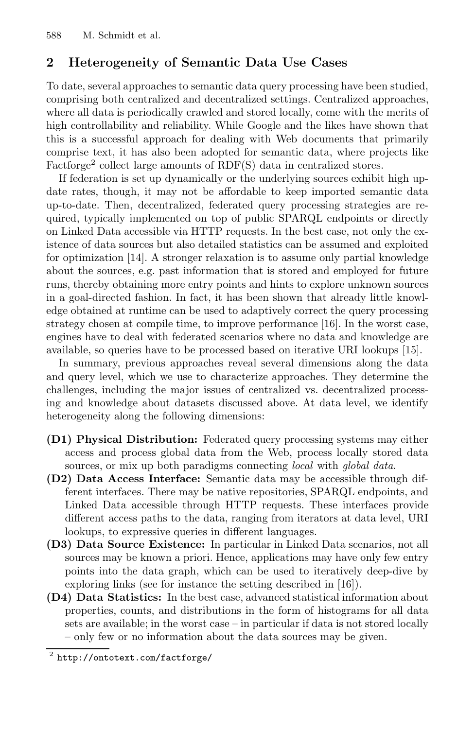## 2 Heterogeneity of Semantic Data Use Cases

To date, several approaches to semantic data query processing have been studied, comprising both centralized and decentralized settings. Centralized approaches, where all data is periodically crawled and stored locally, come with the merits of high controllability and reliability. While Google and the likes have shown that this is a successful approach for dealing with Web documents that primarily comprise text, it has also been adopted for semantic data, where projects like Factforge[2] collect large amounts of RDF(S) data in centralized stores.

If federation is set up dynamically or the underlying sources exhibit high update rates, though, it may not be affordable to keep imported semantic data up-to-date. Then, decentralized, federated query processing strategies are required, typically implemented on top of public SPARQL endpoints or directly on Linked Data accessible via HTTP requests. In the best case, not only the existence of data sources but also detailed statistics can be assumed and exploited for optimization [14]. A stronger relaxation is to assume only partial knowledge about the sources, e.g. past information that is stored and employed for future runs, thereby obtaining more entry points and hints to explore unknown sources in a goal-directed fashion. In fact, it has been shown that already little knowledge obtained at runtime can be used to adaptively correct the query processing strategy chosen at compile time, to improve performance [16]. In the worst case, engines have to deal with federated scenarios where no data and knowledge are available, so queries have to be processed based on iterative URI lookups [15].

In summary, previous approaches reveal several dimensions along the data and query level, which we use to characterize approaches. They determine the challenges, including the major issues of centralized vs. decentralized processing and knowledge about datasets discussed above. At data level, we identify heterogeneity along the following dimensions:

- **(D1) Physical Distribution:** Federated query processing systems may either access and process global data from the Web, process locally stored data sources, or mix up both paradigms connecting *local* with *global data*.
- **(D2) Data Access Interface:** Semantic data may be accessible through different interfaces. There may be native repositories, SPARQL endpoints, and Linked Data accessible through HTTP requests. These interfaces provide different access paths to the data, ranging from iterators at data level, URI lookups, to expressive queries in different languages.
- **(D3) Data Source Existence:** In particular in Linked Data scenarios, not all sources may be known a priori. Hence, applications may have only few entry points into the data graph, which can be used to iteratively deep-dive by exploring links (see for instance the setting described in [16]).
- **(D4) Data Statistics:** In the best case, advanced statistical information about properties, counts, and distributions in the form of histograms for all data sets are available; in the worst case – in particular if data is not stored locally – only few or no information about the data sources may be given.

[2] http://ontotext.com/factforge/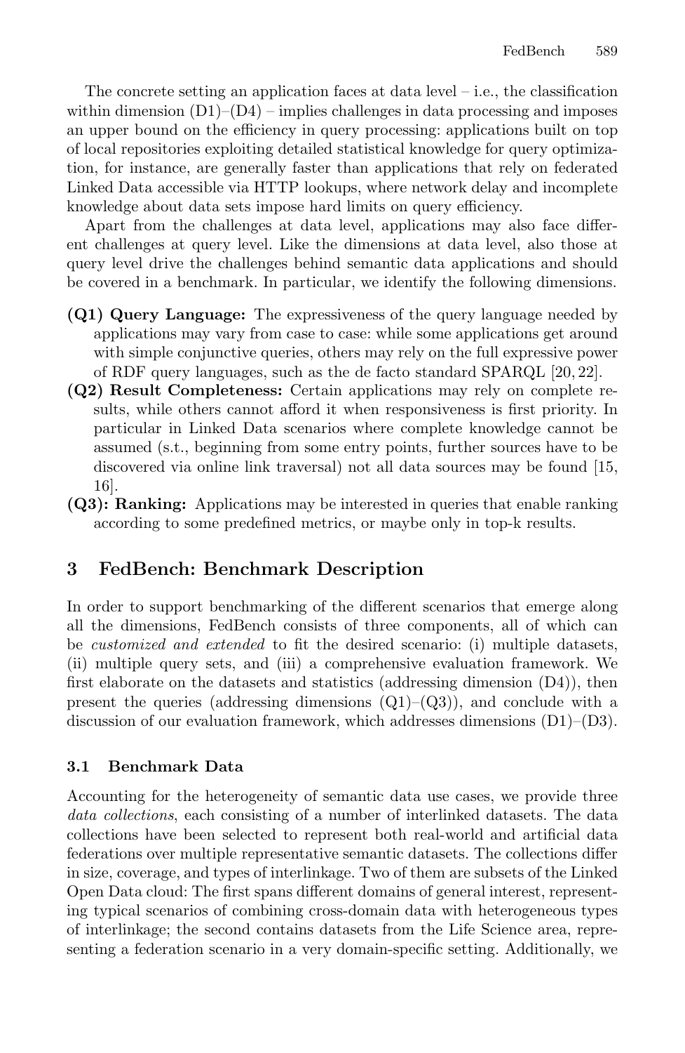The concrete setting an application faces at data level – i.e., the classification within dimension (D1)–(D4) – implies challenges in data processing and imposes an upper bound on the efficiency in query processing: applications built on top of local repositories exploiting detailed statistical knowledge for query optimization, for instance, are generally faster than applications that rely on federated Linked Data accessible via HTTP lookups, where network delay and incomplete knowledge about data sets impose hard limits on query efficiency.

Apart from the challenges at data level, applications may also face different challenges at query level. Like the dimensions at data level, also those at query level drive the challenges behind semantic data applications and should be covered in a benchmark. In particular, we identify the following dimensions.

- **(Q1) Query Language:** The expressiveness of the query language needed by applications may vary from case to case: while some applications get around with simple conjunctive queries, others may rely on the full expressive power of RDF query languages, such as the de facto standard SPARQL [20, 22].
- **(Q2) Result Completeness:** Certain applications may rely on complete results, while others cannot afford it when responsiveness is first priority. In particular in Linked Data scenarios where complete knowledge cannot be assumed (s.t., beginning from some entry points, further sources have to be discovered via online link traversal) not all data sources may be found [15, 16].
- **(Q3): Ranking:** Applications may be interested in queries that enable ranking according to some predefined metrics, or maybe only in top-k results.

## 3 FedBench: Benchmark Description

In order to support benchmarking of the different scenarios that emerge along all the dimensions, FedBench consists of three components, all of which can be *customized and extended* to fit the desired scenario: (i) multiple datasets, (ii) multiple query sets, and (iii) a comprehensive evaluation framework. We first elaborate on the datasets and statistics (addressing dimension (D4)), then present the queries (addressing dimensions (Q1)–(Q3)), and conclude with a discussion of our evaluation framework, which addresses dimensions (D1)–(D3).

### 3.1 Benchmark Data

Accounting for the heterogeneity of semantic data use cases, we provide three *data collections*, each consisting of a number of interlinked datasets. The data collections have been selected to represent both real-world and artificial data federations over multiple representative semantic datasets. The collections differ in size, coverage, and types of interlinkage. Two of them are subsets of the Linked Open Data cloud: The first spans different domains of general interest, representing typical scenarios of combining cross-domain data with heterogeneous types of interlinkage; the second contains datasets from the Life Science area, representing a federation scenario in a very domain-specific setting. Additionally, we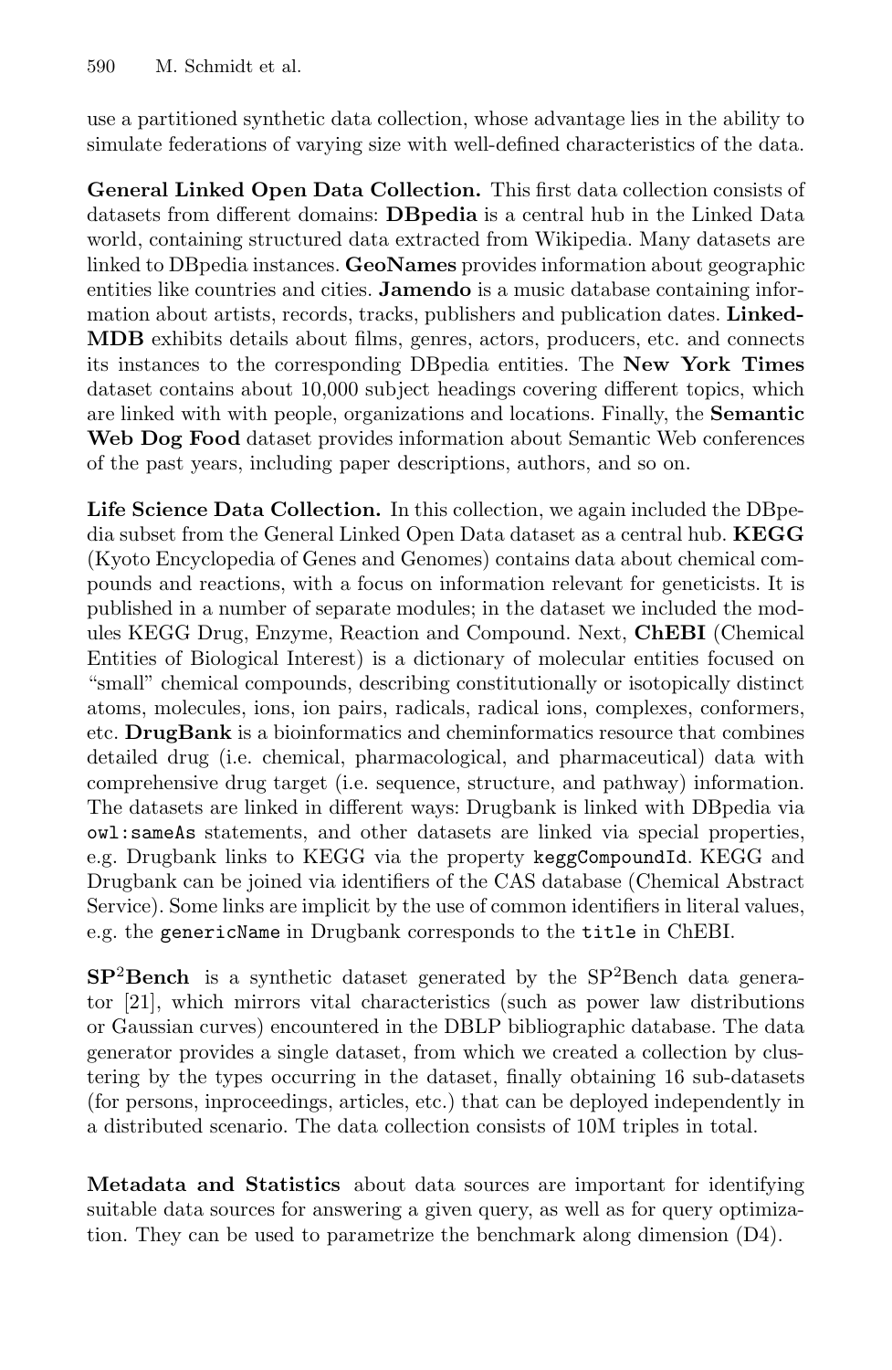use a partitioned synthetic data collection, whose advantage lies in the ability to simulate federations of varying size with well-defined characteristics of the data.

**General Linked Open Data Collection.** This first data collection consists of datasets from different domains: **DBpedia** is a central hub in the Linked Data world, containing structured data extracted from Wikipedia. Many datasets are linked to DBpedia instances. **GeoNames** provides information about geographic entities like countries and cities. **Jamendo** is a music database containing information about artists, records, tracks, publishers and publication dates. **LinkedMDB** exhibits details about films, genres, actors, producers, etc. and connects its instances to the corresponding DBpedia entities. The **New York Times** dataset contains about 10,000 subject headings covering different topics, which are linked with with people, organizations and locations. Finally, the **Semantic Web Dog Food** dataset provides information about Semantic Web conferences of the past years, including paper descriptions, authors, and so on.

**Life Science Data Collection.** In this collection, we again included the DBpedia subset from the General Linked Open Data dataset as a central hub. **KEGG** (Kyoto Encyclopedia of Genes and Genomes) contains data about chemical compounds and reactions, with a focus on information relevant for geneticists. It is published in a number of separate modules; in the dataset we included the modules KEGG Drug, Enzyme, Reaction and Compound. Next, **ChEBI** (Chemical Entities of Biological Interest) is a dictionary of molecular entities focused on "small" chemical compounds, describing constitutionally or isotopically distinct atoms, molecules, ions, ion pairs, radicals, radical ions, complexes, conformers, etc. **DrugBank** is a bioinformatics and cheminformatics resource that combines detailed drug (i.e. chemical, pharmacological, and pharmaceutical) data with comprehensive drug target (i.e. sequence, structure, and pathway) information. The datasets are linked in different ways: Drugbank is linked with DBpedia via `owl:sameAs` statements, and other datasets are linked via special properties, e.g. Drugbank links to KEGG via the property `keggCompoundId`. KEGG and Drugbank can be joined via identifiers of the CAS database (Chemical Abstract Service). Some links are implicit by the use of common identifiers in literal values, e.g. the `genericName` in Drugbank corresponds to the `title` in ChEBI.

**SP$^2$Bench** is a synthetic dataset generated by the SP$^2$Bench data generator [21], which mirrors vital characteristics (such as power law distributions or Gaussian curves) encountered in the DBLP bibliographic database. The data generator provides a single dataset, from which we created a collection by clustering by the types occurring in the dataset, finally obtaining 16 sub-datasets (for persons, inproceedings, articles, etc.) that can be deployed independently in a distributed scenario. The data collection consists of 10M triples in total.

**Metadata and Statistics** about data sources are important for identifying suitable data sources for answering a given query, as well as for query optimization. They can be used to parametrize the benchmark along dimension (D4).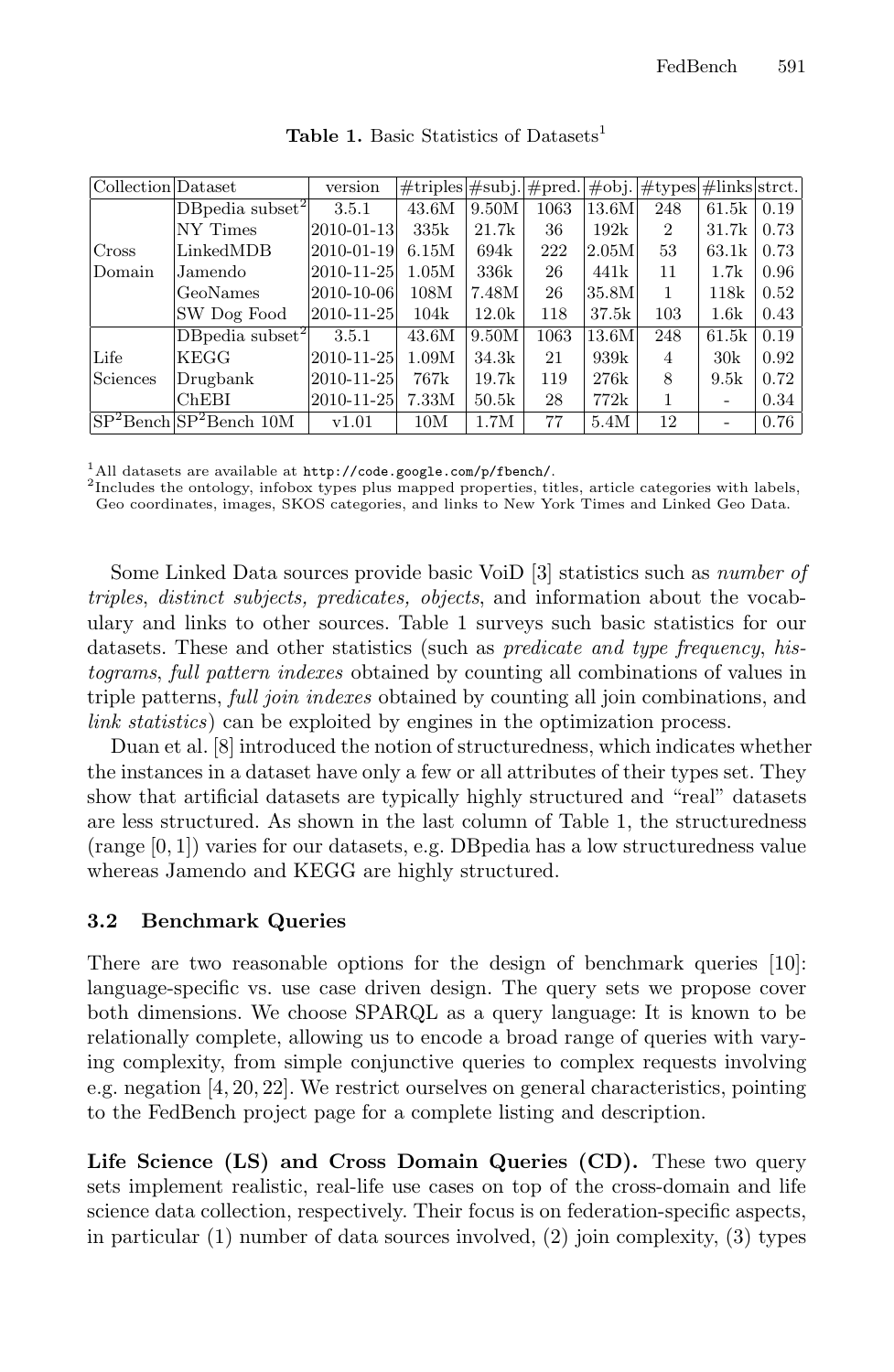**Table 1.** Basic Statistics of Datasets[1]

| Collection | Dataset | version | #triples | #subj. | #pred. | #obj. | #types | #links | strct. |
|---|---|---|---|---|---|---|---|---|---|
| Cross Domain | DBpedia subset[2] | 3.5.1 | 43.6M | 9.50M | 1063 | 13.6M | 248 | 61.5k | 0.19 |
| | NY Times | 2010-01-13 | 335k | 21.7k | 36 | 192k | 2 | 31.7k | 0.73 |
| | LinkedMDB | 2010-01-19 | 6.15M | 694k | 222 | 2.05M | 53 | 63.1k | 0.73 |
| | Jamendo | 2010-11-25 | 1.05M | 336k | 26 | 441k | 11 | 1.7k | 0.96 |
| | GeoNames | 2010-10-06 | 108M | 7.48M | 26 | 35.8M | 1 | 118k | 0.52 |
| | SW Dog Food | 2010-11-25 | 104k | 12.0k | 118 | 37.5k | 103 | 1.6k | 0.43 |
| Life Sciences | DBpedia subset[2] | 3.5.1 | 43.6M | 9.50M | 1063 | 13.6M | 248 | 61.5k | 0.19 |
| | KEGG | 2010-11-25 | 1.09M | 34.3k | 21 | 939k | 4 | 30k | 0.92 |
| | Drugbank | 2010-11-25 | 767k | 19.7k | 119 | 276k | 8 | 9.5k | 0.72 |
| | ChEBI | 2010-11-25 | 7.33M | 50.5k | 28 | 772k | 1 | - | 0.34 |
| SP²Bench | SP²Bench 10M | v1.01 | 10M | 1.7M | 77 | 5.4M | 12 | - | 0.76 |

[1] All datasets are available at http://code.google.com/p/fbench/.
[2] Includes the ontology, infobox types plus mapped properties, titles, article categories with labels, Geo coordinates, images, SKOS categories, and links to New York Times and Linked Geo Data.

Some Linked Data sources provide basic VoiD [3] statistics such as *number of triples*, *distinct subjects, predicates, objects*, and information about the vocabulary and links to other sources. Table 1 surveys such basic statistics for our datasets. These and other statistics (such as *predicate and type frequency*, *histograms*, *full pattern indexes* obtained by counting all combinations of values in triple patterns, *full join indexes* obtained by counting all join combinations, and *link statistics*) can be exploited by engines in the optimization process.

Duan et al. [8] introduced the notion of structuredness, which indicates whether the instances in a dataset have only a few or all attributes of their types set. They show that artificial datasets are typically highly structured and "real" datasets are less structured. As shown in the last column of Table 1, the structuredness (range $[0, 1]$) varies for our datasets, e.g. DBpedia has a low structuredness value whereas Jamendo and KEGG are highly structured.

### 3.2 Benchmark Queries

There are two reasonable options for the design of benchmark queries [10]: language-specific vs. use case driven design. The query sets we propose cover both dimensions. We choose SPARQL as a query language: It is known to be relationally complete, allowing us to encode a broad range of queries with varying complexity, from simple conjunctive queries to complex requests involving e.g. negation [4, 20, 22]. We restrict ourselves on general characteristics, pointing to the FedBench project page for a complete listing and description.

**Life Science (LS) and Cross Domain Queries (CD).** These two query sets implement realistic, real-life use cases on top of the cross-domain and life science data collection, respectively. Their focus is on federation-specific aspects, in particular (1) number of data sources involved, (2) join complexity, (3) types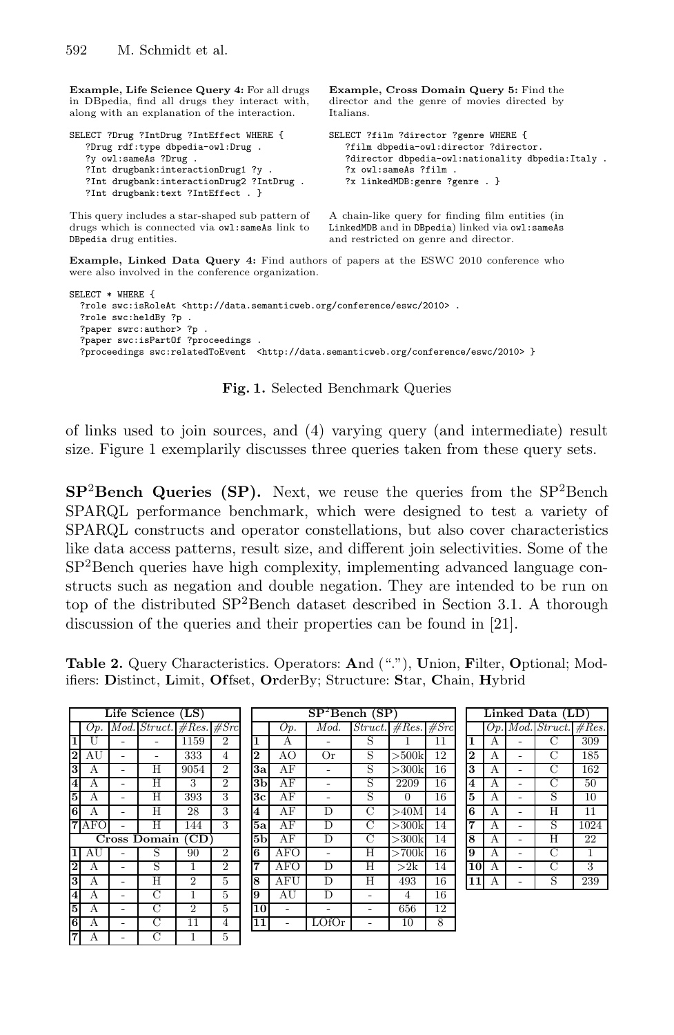**Example, Life Science Query 4:** For all drugs in DBpedia, find all drugs they interact with, along with an explanation of the interaction.

```
SELECT ?Drug ?IntDrug ?IntEffect WHERE {
   ?Drug rdf:type dbpedia-owl:Drug .
   ?y owl:sameAs ?Drug .
   ?Int drugbank:interactionDrug1 ?y .
   ?Int drugbank:interactionDrug2 ?IntDrug .
   ?Int drugbank:text ?IntEffect . }
```

This query includes a star-shaped sub pattern of drugs which is connected via `owl:sameAs` link to `DBpedia` drug entities.

**Example, Cross Domain Query 5:** Find the director and the genre of movies directed by Italians.

```
SELECT ?film ?director ?genre WHERE {
   ?film dbpedia-owl:director ?director.
   ?director dbpedia-owl:nationality dbpedia:Italy .
   ?x owl:sameAs ?film .
   ?x linkedMDB:genre ?genre . }
```

A chain-like query for finding film entities (in `LinkedMDB` and in `DBpedia`) linked via `owl:sameAs` and restricted on genre and director.

**Example, Linked Data Query 4:** Find authors of papers at the ESWC 2010 conference who were also involved in the conference organization.

```
SELECT * WHERE {
  ?role swc:isRoleAt <http://data.semanticweb.org/conference/eswc/2010> .
  ?role swc:heldBy ?p .
  ?paper swrc:author> ?p .
  ?paper swc:isPartOf ?proceedings .
  ?proceedings swc:relatedToEvent  <http://data.semanticweb.org/conference/eswc/2010> }
```

**Fig. 1.** Selected Benchmark Queries

of links used to join sources, and (4) varying query (and intermediate) result size. Figure 1 exemplarily discusses three queries taken from these query sets.

**SP²Bench Queries (SP).** Next, we reuse the queries from the SP²Bench SPARQL performance benchmark, which were designed to test a variety of SPARQL constructs and operator constellations, but also cover characteristics like data access patterns, result size, and different join selectivities. Some of the SP²Bench queries have high complexity, implementing advanced language constructs such as negation and double negation. They are intended to be run on top of the distributed SP²Bench dataset described in Section 3.1. A thorough discussion of the queries and their properties can be found in [21].

**Table 2.** Query Characteristics. Operators: **A**nd ("."), **U**nion, **F**ilter, **O**ptional; Modifiers: **D**istinct, **L**imit, **Of**fset, **Or**derBy; Structure: **S**tar, **C**hain, **H**ybrid

| Life Science (LS) | | | | | |
|---|---|---|---|---|---|
| | *Op.* | *Mod.* | *Struct.* | *#Res.* | *#Src* |
| **1** | U | - | - | 1159 | 2 |
| **2** | AU | - | - | 333 | 4 |
| **3** | A | - | H | 9054 | 2 |
| **4** | A | - | H | 3 | 2 |
| **5** | A | - | H | 393 | 3 |
| **6** | A | - | H | 28 | 3 |
| **7** | AFO | - | H | 144 | 3 |
| **Cross Domain (CD)** | | | | | |
| **1** | AU | - | S | 90 | 2 |
| **2** | A | - | S | 1 | 2 |
| **3** | A | - | H | 2 | 5 |
| **4** | A | - | C | 1 | 5 |
| **5** | A | - | C | 2 | 5 |
| **6** | A | - | C | 11 | 4 |
| **7** | A | - | C | 1 | 5 |

| SP²Bench (SP) | | | | | |
|---|---|---|---|---|---|
| | *Op.* | *Mod.* | *Struct.* | *#Res.* | *#Src* |
| **1** | A | - | S | 1 | 11 |
| **2** | AO | Or | S | >500k | 12 |
| **3a** | AF | - | S | >300k | 16 |
| **3b** | AF | - | S | 2209 | 16 |
| **3c** | AF | - | S | 0 | 16 |
| **4** | AF | D | C | >40M | 14 |
| **5a** | AF | D | C | >300k | 14 |
| **5b** | AF | D | C | >300k | 14 |
| **6** | AFO | - | H | >700k | 16 |
| **7** | AFO | D | H | >2k | 14 |
| **8** | AFU | D | H | 493 | 16 |
| **9** | AU | D | - | 4 | 16 |
| **10** | - | - | - | 656 | 12 |
| **11** | - | LOfOr | - | 10 | 8 |

| Linked Data (LD) | | | | |
|---|---|---|---|---|
| | *Op.* | *Mod.* | *Struct.* | *#Res.* |
| **1** | A | - | C | 309 |
| **2** | A | - | C | 185 |
| **3** | A | - | C | 162 |
| **4** | A | - | C | 50 |
| **5** | A | - | S | 10 |
| **6** | A | - | H | 11 |
| **7** | A | - | S | 1024 |
| **8** | A | - | H | 22 |
| **9** | A | - | C | 1 |
| **10** | A | - | C | 3 |
| **11** | A | - | S | 239 |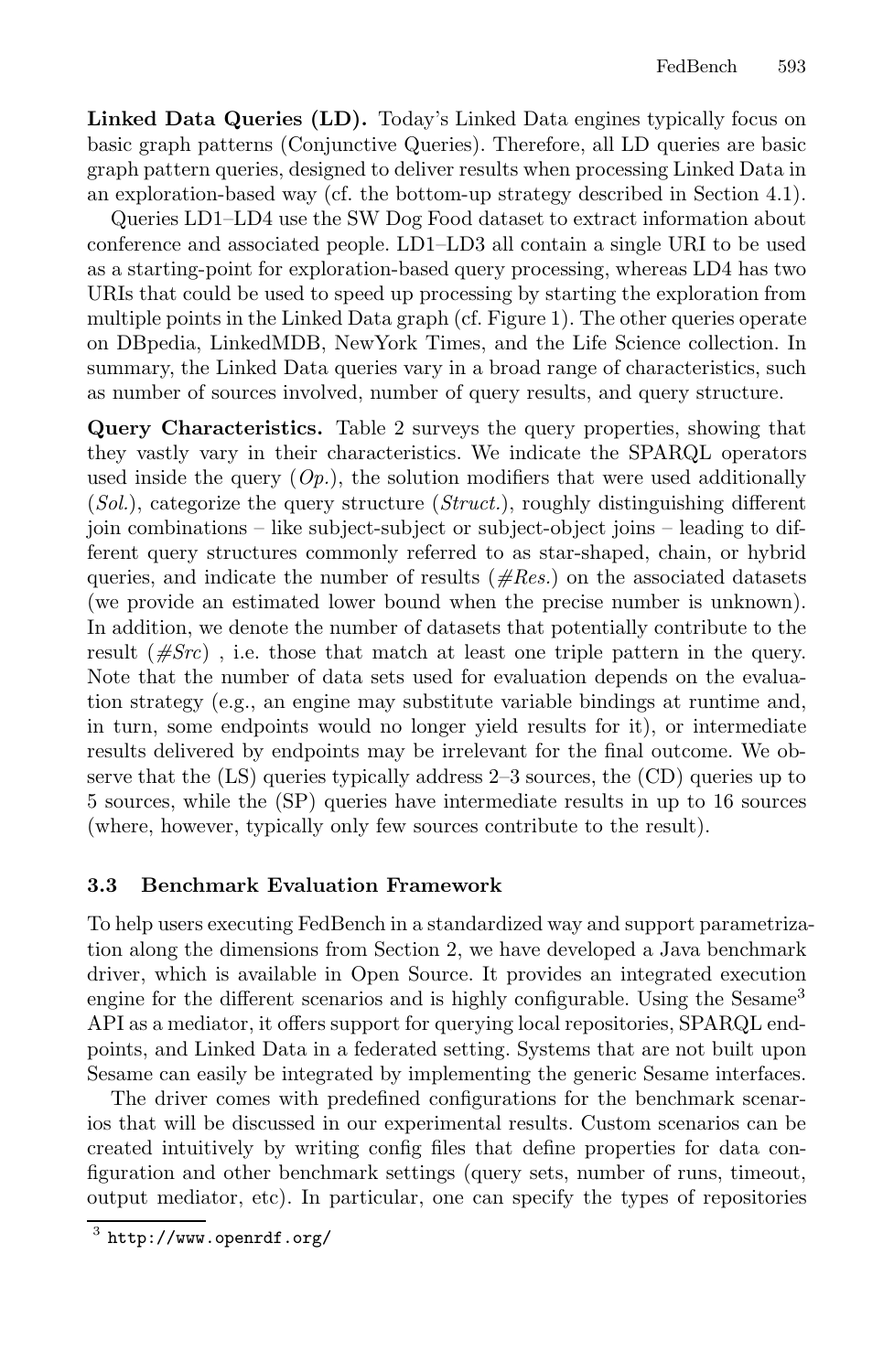**Linked Data Queries (LD).** Today's Linked Data engines typically focus on basic graph patterns (Conjunctive Queries). Therefore, all LD queries are basic graph pattern queries, designed to deliver results when processing Linked Data in an exploration-based way (cf. the bottom-up strategy described in Section 4.1).

Queries LD1–LD4 use the SW Dog Food dataset to extract information about conference and associated people. LD1–LD3 all contain a single URI to be used as a starting-point for exploration-based query processing, whereas LD4 has two URIs that could be used to speed up processing by starting the exploration from multiple points in the Linked Data graph (cf. Figure 1). The other queries operate on DBpedia, LinkedMDB, NewYork Times, and the Life Science collection. In summary, the Linked Data queries vary in a broad range of characteristics, such as number of sources involved, number of query results, and query structure.

**Query Characteristics.** Table 2 surveys the query properties, showing that they vastly vary in their characteristics. We indicate the SPARQL operators used inside the query (*Op.*), the solution modifiers that were used additionally (*Sol.*), categorize the query structure (*Struct.*), roughly distinguishing different join combinations – like subject-subject or subject-object joins – leading to different query structures commonly referred to as star-shaped, chain, or hybrid queries, and indicate the number of results (*#Res.*) on the associated datasets (we provide an estimated lower bound when the precise number is unknown). In addition, we denote the number of datasets that potentially contribute to the result (*#Src*) , i.e. those that match at least one triple pattern in the query. Note that the number of data sets used for evaluation depends on the evaluation strategy (e.g., an engine may substitute variable bindings at runtime and, in turn, some endpoints would no longer yield results for it), or intermediate results delivered by endpoints may be irrelevant for the final outcome. We observe that the (LS) queries typically address 2–3 sources, the (CD) queries up to 5 sources, while the (SP) queries have intermediate results in up to 16 sources (where, however, typically only few sources contribute to the result).

### 3.3 Benchmark Evaluation Framework

To help users executing FedBench in a standardized way and support parametrization along the dimensions from Section 2, we have developed a Java benchmark driver, which is available in Open Source. It provides an integrated execution engine for the different scenarios and is highly configurable. Using the Sesame[3] API as a mediator, it offers support for querying local repositories, SPARQL endpoints, and Linked Data in a federated setting. Systems that are not built upon Sesame can easily be integrated by implementing the generic Sesame interfaces.

The driver comes with predefined configurations for the benchmark scenarios that will be discussed in our experimental results. Custom scenarios can be created intuitively by writing config files that define properties for data configuration and other benchmark settings (query sets, number of runs, timeout, output mediator, etc). In particular, one can specify the types of repositories

[3] http://www.openrdf.org/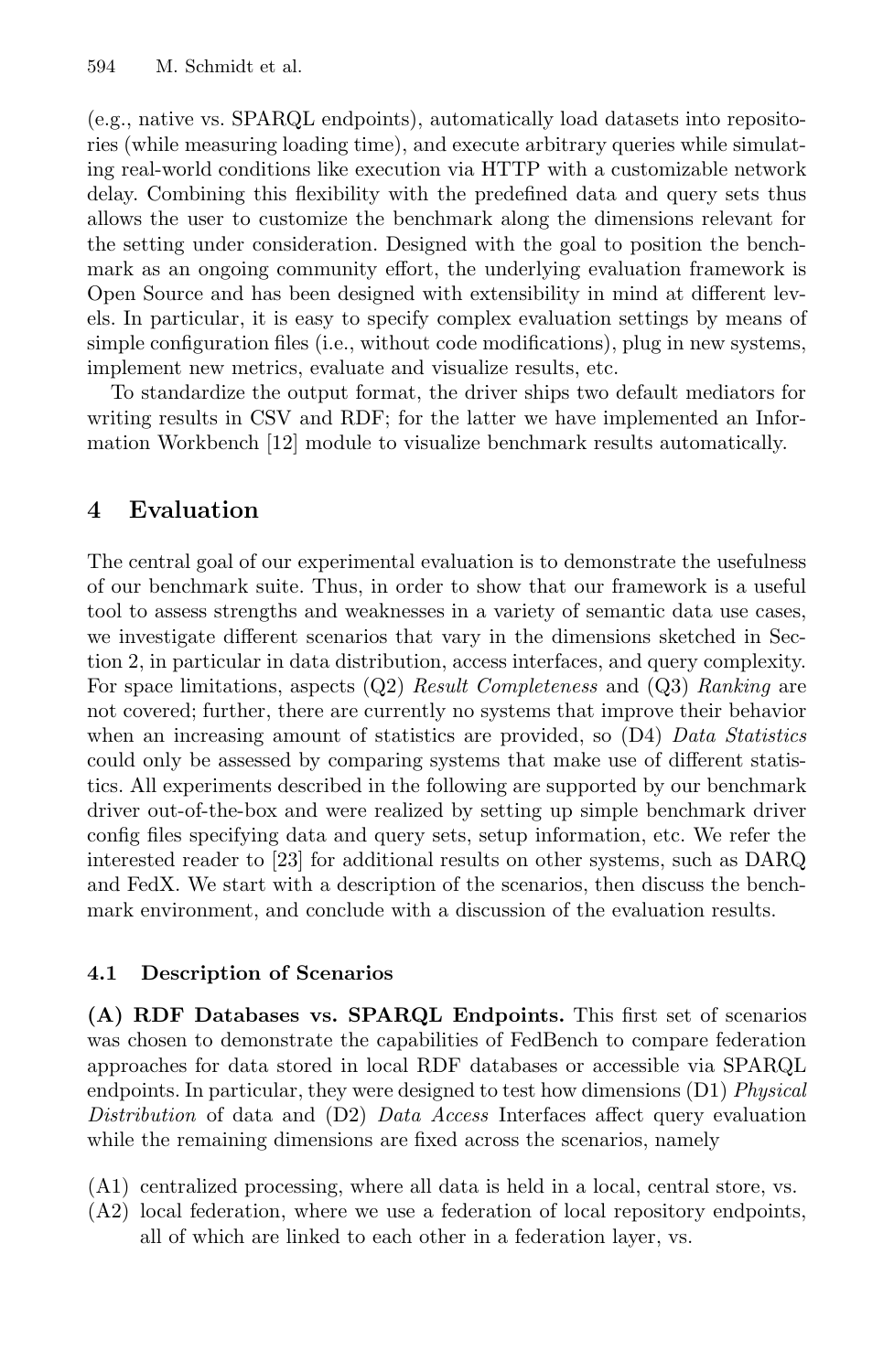(e.g., native vs. SPARQL endpoints), automatically load datasets into repositories (while measuring loading time), and execute arbitrary queries while simulating real-world conditions like execution via HTTP with a customizable network delay. Combining this flexibility with the predefined data and query sets thus allows the user to customize the benchmark along the dimensions relevant for the setting under consideration. Designed with the goal to position the benchmark as an ongoing community effort, the underlying evaluation framework is Open Source and has been designed with extensibility in mind at different levels. In particular, it is easy to specify complex evaluation settings by means of simple configuration files (i.e., without code modifications), plug in new systems, implement new metrics, evaluate and visualize results, etc.

To standardize the output format, the driver ships two default mediators for writing results in CSV and RDF; for the latter we have implemented an Information Workbench [12] module to visualize benchmark results automatically.

## 4 Evaluation

The central goal of our experimental evaluation is to demonstrate the usefulness of our benchmark suite. Thus, in order to show that our framework is a useful tool to assess strengths and weaknesses in a variety of semantic data use cases, we investigate different scenarios that vary in the dimensions sketched in Section 2, in particular in data distribution, access interfaces, and query complexity. For space limitations, aspects (Q2) *Result Completeness* and (Q3) *Ranking* are not covered; further, there are currently no systems that improve their behavior when an increasing amount of statistics are provided, so (D4) *Data Statistics* could only be assessed by comparing systems that make use of different statistics. All experiments described in the following are supported by our benchmark driver out-of-the-box and were realized by setting up simple benchmark driver config files specifying data and query sets, setup information, etc. We refer the interested reader to [23] for additional results on other systems, such as DARQ and FedX. We start with a description of the scenarios, then discuss the benchmark environment, and conclude with a discussion of the evaluation results.

### 4.1 Description of Scenarios

**(A) RDF Databases vs. SPARQL Endpoints.** This first set of scenarios was chosen to demonstrate the capabilities of FedBench to compare federation approaches for data stored in local RDF databases or accessible via SPARQL endpoints. In particular, they were designed to test how dimensions (D1) *Physical Distribution* of data and (D2) *Data Access* Interfaces affect query evaluation while the remaining dimensions are fixed across the scenarios, namely

- (A1) centralized processing, where all data is held in a local, central store, vs.
- (A2) local federation, where we use a federation of local repository endpoints, all of which are linked to each other in a federation layer, vs.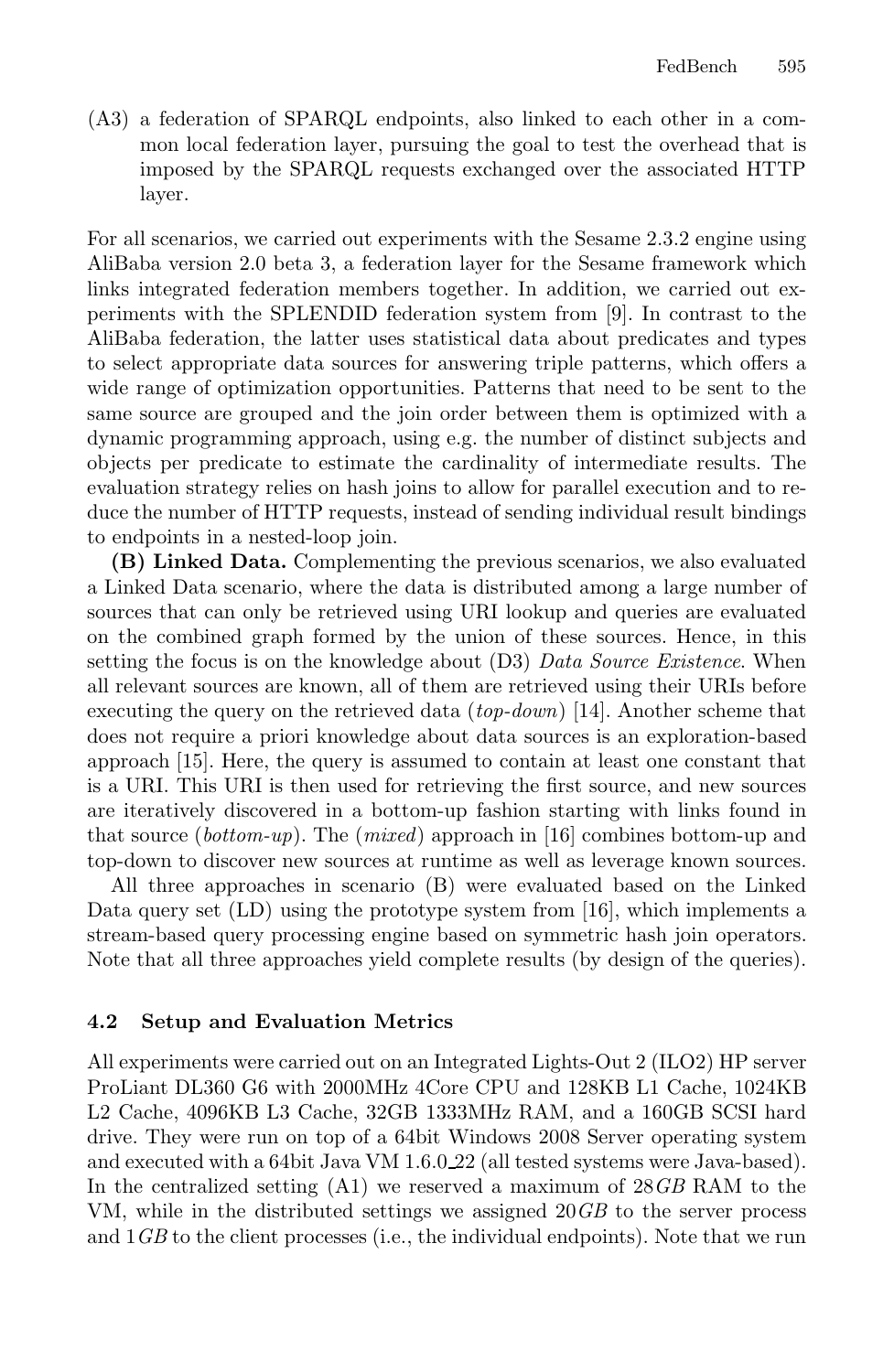(A3) a federation of SPARQL endpoints, also linked to each other in a common local federation layer, pursuing the goal to test the overhead that is imposed by the SPARQL requests exchanged over the associated HTTP layer.

For all scenarios, we carried out experiments with the Sesame 2.3.2 engine using AliBaba version 2.0 beta 3, a federation layer for the Sesame framework which links integrated federation members together. In addition, we carried out experiments with the SPLENDID federation system from [9]. In contrast to the AliBaba federation, the latter uses statistical data about predicates and types to select appropriate data sources for answering triple patterns, which offers a wide range of optimization opportunities. Patterns that need to be sent to the same source are grouped and the join order between them is optimized with a dynamic programming approach, using e.g. the number of distinct subjects and objects per predicate to estimate the cardinality of intermediate results. The evaluation strategy relies on hash joins to allow for parallel execution and to reduce the number of HTTP requests, instead of sending individual result bindings to endpoints in a nested-loop join.

**(B) Linked Data.** Complementing the previous scenarios, we also evaluated a Linked Data scenario, where the data is distributed among a large number of sources that can only be retrieved using URI lookup and queries are evaluated on the combined graph formed by the union of these sources. Hence, in this setting the focus is on the knowledge about (D3) *Data Source Existence*. When all relevant sources are known, all of them are retrieved using their URIs before executing the query on the retrieved data (*top-down*) [14]. Another scheme that does not require a priori knowledge about data sources is an exploration-based approach [15]. Here, the query is assumed to contain at least one constant that is a URI. This URI is then used for retrieving the first source, and new sources are iteratively discovered in a bottom-up fashion starting with links found in that source (*bottom-up*). The (*mixed*) approach in [16] combines bottom-up and top-down to discover new sources at runtime as well as leverage known sources.

All three approaches in scenario (B) were evaluated based on the Linked Data query set (LD) using the prototype system from [16], which implements a stream-based query processing engine based on symmetric hash join operators. Note that all three approaches yield complete results (by design of the queries).

### 4.2 Setup and Evaluation Metrics

All experiments were carried out on an Integrated Lights-Out 2 (ILO2) HP server ProLiant DL360 G6 with 2000MHz 4Core CPU and 128KB L1 Cache, 1024KB L2 Cache, 4096KB L3 Cache, 32GB 1333MHz RAM, and a 160GB SCSI hard drive. They were run on top of a 64bit Windows 2008 Server operating system and executed with a 64bit Java VM 1.6.0_22 (all tested systems were Java-based). In the centralized setting (A1) we reserved a maximum of 28*GB* RAM to the VM, while in the distributed settings we assigned 20*GB* to the server process and 1*GB* to the client processes (i.e., the individual endpoints). Note that we run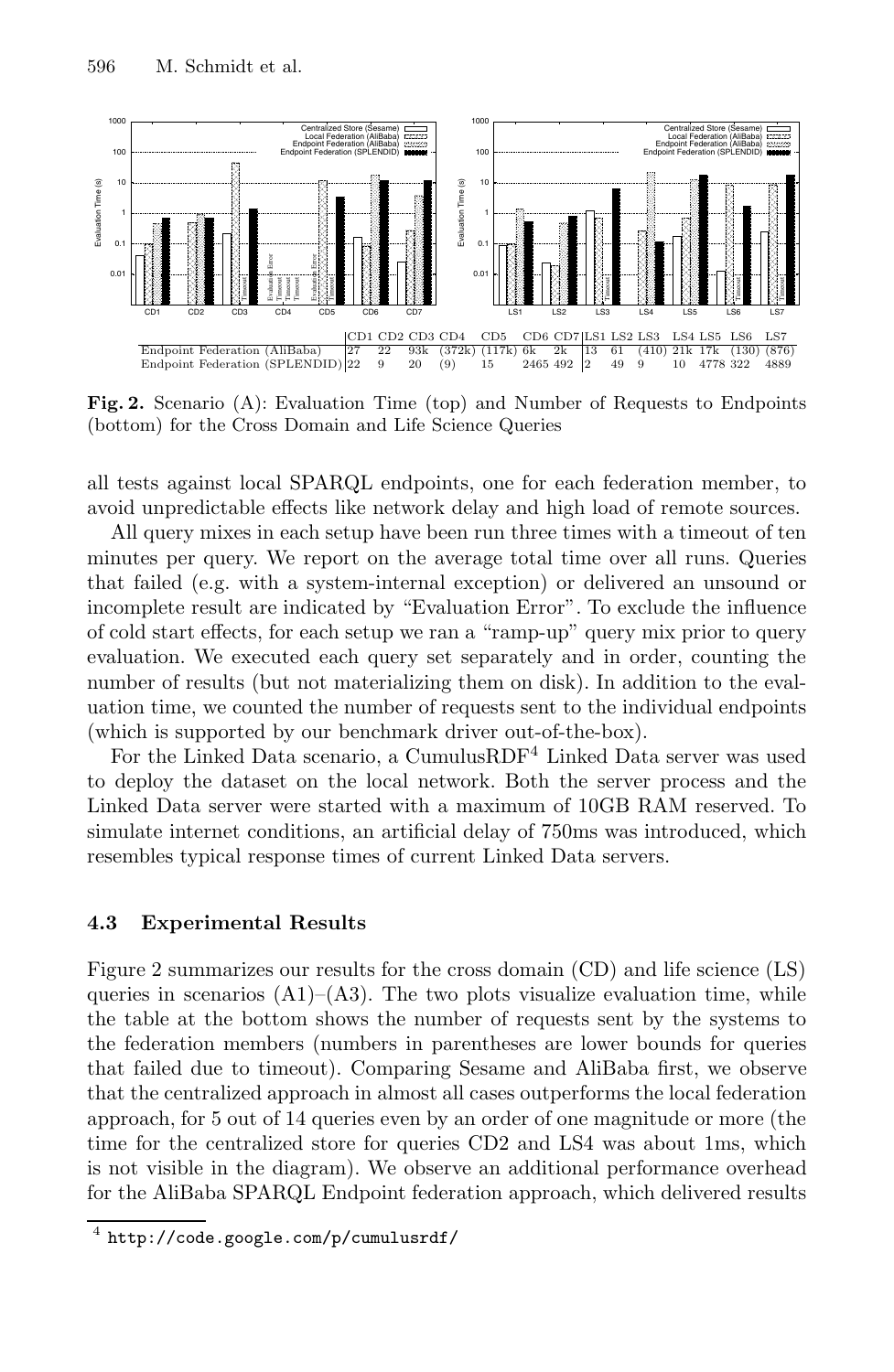Centralized Store (Sesame)
Local Federation (AliBaba)
Endpoint Federation (AliBaba)
Endpoint Federation (SPLENDID)

Evaluation Time (s)

1000
100
10
1
0.1
0.01

CD1 CD2 CD3 CD4 CD5 CD6 CD7

LS1 LS2 LS3 LS4 LS5 LS6 LS7

Timeout
Evaluation Error
Timeout
Timeout
Timeout
Evaluation Error
Timeout
Timeout
Timeout
Timeout

| | CD1 | CD2 | CD3 | CD4 | CD5 | CD6 | CD7 | LS1 | LS2 | LS3 | LS4 | LS5 | LS6 | LS7 |
|---|---|---|---|---|---|---|---|---|---|---|---|---|---|---|
| Endpoint Federation (AliBaba) | 27 | 22 | 93k | (372k) | (117k) | 6k | 2k | 13 | 61 | (410) | 21k | 17k | (130) | (876) |
| Endpoint Federation (SPLENDID) | 22 | 9 | 20 | (9) | 15 | 2465 | 492 | 2 | 49 | 9 | 10 | 4778 | 322 | 4889 |

**Fig. 2.** Scenario (A): Evaluation Time (top) and Number of Requests to Endpoints (bottom) for the Cross Domain and Life Science Queries

all tests against local SPARQL endpoints, one for each federation member, to avoid unpredictable effects like network delay and high load of remote sources.

All query mixes in each setup have been run three times with a timeout of ten minutes per query. We report on the average total time over all runs. Queries that failed (e.g. with a system-internal exception) or delivered an unsound or incomplete result are indicated by "Evaluation Error". To exclude the influence of cold start effects, for each setup we ran a "ramp-up" query mix prior to query evaluation. We executed each query set separately and in order, counting the number of results (but not materializing them on disk). In addition to the evaluation time, we counted the number of requests sent to the individual endpoints (which is supported by our benchmark driver out-of-the-box).

For the Linked Data scenario, a CumulusRDF[4] Linked Data server was used to deploy the dataset on the local network. Both the server process and the Linked Data server were started with a maximum of 10GB RAM reserved. To simulate internet conditions, an artificial delay of 750ms was introduced, which resembles typical response times of current Linked Data servers.

### 4.3 Experimental Results

Figure 2 summarizes our results for the cross domain (CD) and life science (LS) queries in scenarios (A1)–(A3). The two plots visualize evaluation time, while the table at the bottom shows the number of requests sent by the systems to the federation members (numbers in parentheses are lower bounds for queries that failed due to timeout). Comparing Sesame and AliBaba first, we observe that the centralized approach in almost all cases outperforms the local federation approach, for 5 out of 14 queries even by an order of one magnitude or more (the time for the centralized store for queries CD2 and LS4 was about 1ms, which is not visible in the diagram). We observe an additional performance overhead for the AliBaba SPARQL Endpoint federation approach, which delivered results

[4] http://code.google.com/p/cumulusrdf/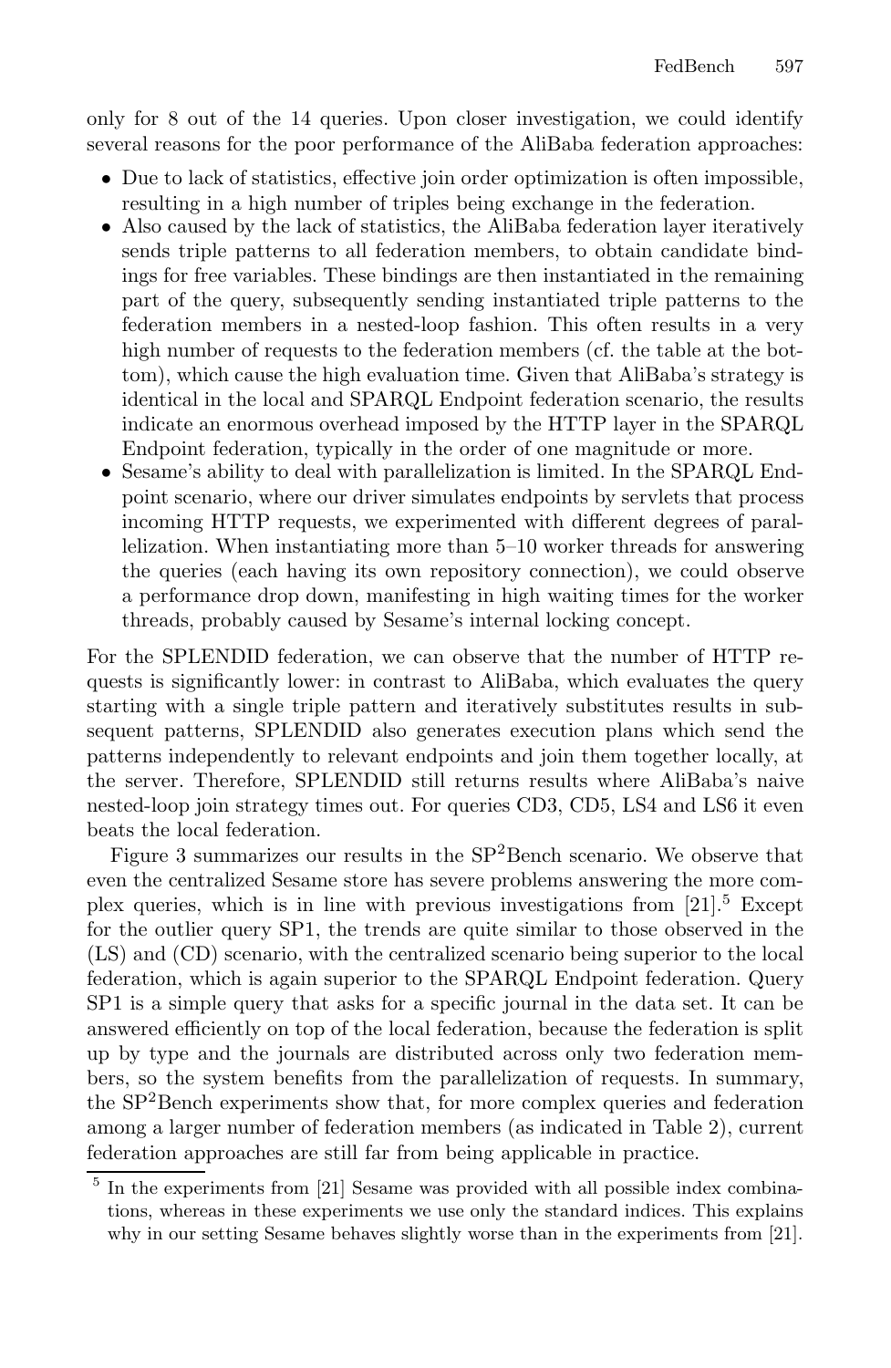only for 8 out of the 14 queries. Upon closer investigation, we could identify several reasons for the poor performance of the AliBaba federation approaches:

- Due to lack of statistics, effective join order optimization is often impossible, resulting in a high number of triples being exchange in the federation.
- Also caused by the lack of statistics, the AliBaba federation layer iteratively sends triple patterns to all federation members, to obtain candidate bindings for free variables. These bindings are then instantiated in the remaining part of the query, subsequently sending instantiated triple patterns to the federation members in a nested-loop fashion. This often results in a very high number of requests to the federation members (cf. the table at the bottom), which cause the high evaluation time. Given that AliBaba's strategy is identical in the local and SPARQL Endpoint federation scenario, the results indicate an enormous overhead imposed by the HTTP layer in the SPARQL Endpoint federation, typically in the order of one magnitude or more.
- Sesame's ability to deal with parallelization is limited. In the SPARQL Endpoint scenario, where our driver simulates endpoints by servlets that process incoming HTTP requests, we experimented with different degrees of parallelization. When instantiating more than 5–10 worker threads for answering the queries (each having its own repository connection), we could observe a performance drop down, manifesting in high waiting times for the worker threads, probably caused by Sesame's internal locking concept.

For the SPLENDID federation, we can observe that the number of HTTP requests is significantly lower: in contrast to AliBaba, which evaluates the query starting with a single triple pattern and iteratively substitutes results in subsequent patterns, SPLENDID also generates execution plans which send the patterns independently to relevant endpoints and join them together locally, at the server. Therefore, SPLENDID still returns results where AliBaba's naive nested-loop join strategy times out. For queries CD3, CD5, LS4 and LS6 it even beats the local federation.

Figure 3 summarizes our results in the SP$^2$Bench scenario. We observe that even the centralized Sesame store has severe problems answering the more complex queries, which is in line with previous investigations from [21].[5] Except for the outlier query SP1, the trends are quite similar to those observed in the (LS) and (CD) scenario, with the centralized scenario being superior to the local federation, which is again superior to the SPARQL Endpoint federation. Query SP1 is a simple query that asks for a specific journal in the data set. It can be answered efficiently on top of the local federation, because the federation is split up by type and the journals are distributed across only two federation members, so the system benefits from the parallelization of requests. In summary, the SP$^2$Bench experiments show that, for more complex queries and federation among a larger number of federation members (as indicated in Table 2), current federation approaches are still far from being applicable in practice.

[5] In the experiments from [21] Sesame was provided with all possible index combinations, whereas in these experiments we use only the standard indices. This explains why in our setting Sesame behaves slightly worse than in the experiments from [21].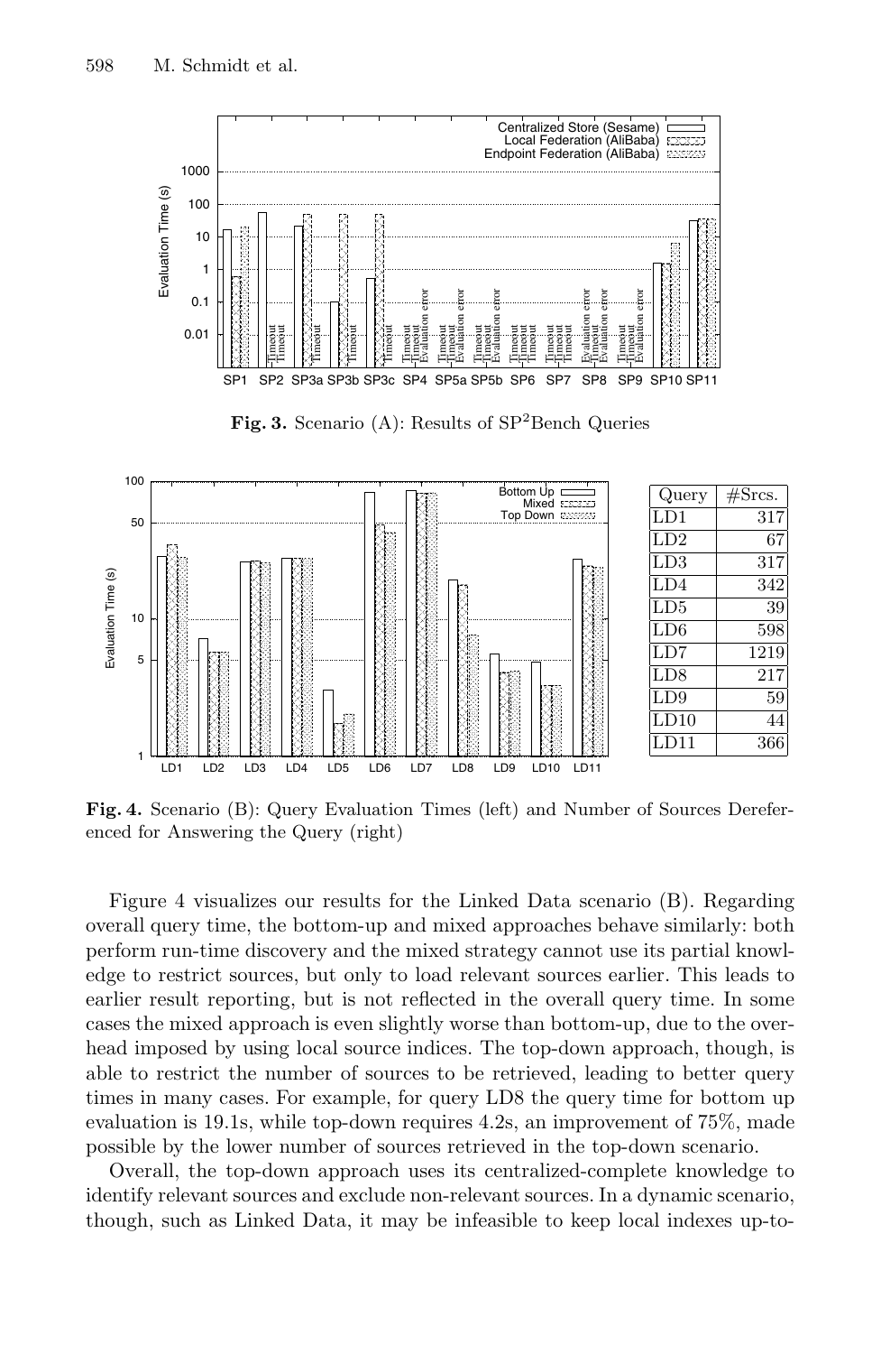Fig. 3. Scenario (A): Results of SP$^2$Bench Queries

| Query | #Srcs. |
|---|---|
| LD1 | 317 |
| LD2 | 67 |
| LD3 | 317 |
| LD4 | 342 |
| LD5 | 39 |
| LD6 | 598 |
| LD7 | 1219 |
| LD8 | 217 |
| LD9 | 59 |
| LD10 | 44 |
| LD11 | 366 |

Fig. 4. Scenario (B): Query Evaluation Times (left) and Number of Sources Dereferenced for Answering the Query (right)

Figure 4 visualizes our results for the Linked Data scenario (B). Regarding overall query time, the bottom-up and mixed approaches behave similarly: both perform run-time discovery and the mixed strategy cannot use its partial knowledge to restrict sources, but only to load relevant sources earlier. This leads to earlier result reporting, but is not reflected in the overall query time. In some cases the mixed approach is even slightly worse than bottom-up, due to the overhead imposed by using local source indices. The top-down approach, though, is able to restrict the number of sources to be retrieved, leading to better query times in many cases. For example, for query LD8 the query time for bottom up evaluation is 19.1s, while top-down requires 4.2s, an improvement of 75%, made possible by the lower number of sources retrieved in the top-down scenario.

Overall, the top-down approach uses its centralized-complete knowledge to identify relevant sources and exclude non-relevant sources. In a dynamic scenario, though, such as Linked Data, it may be infeasible to keep local indexes up-to-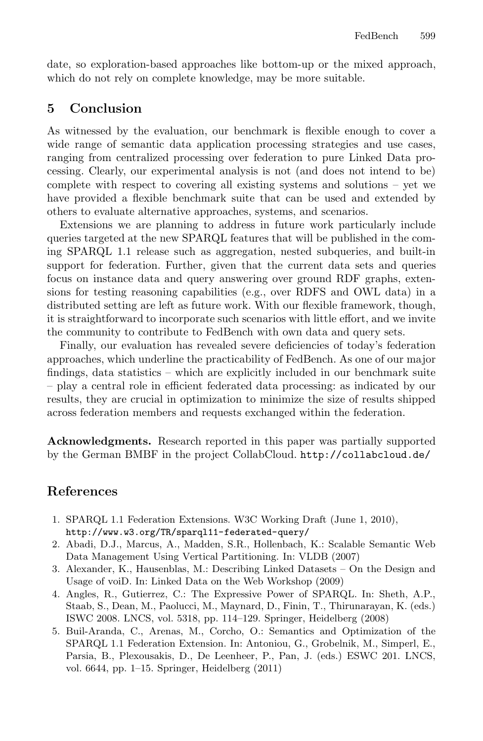date, so exploration-based approaches like bottom-up or the mixed approach, which do not rely on complete knowledge, may be more suitable.

## 5 Conclusion

As witnessed by the evaluation, our benchmark is flexible enough to cover a wide range of semantic data application processing strategies and use cases, ranging from centralized processing over federation to pure Linked Data processing. Clearly, our experimental analysis is not (and does not intend to be) complete with respect to covering all existing systems and solutions – yet we have provided a flexible benchmark suite that can be used and extended by others to evaluate alternative approaches, systems, and scenarios.

Extensions we are planning to address in future work particularly include queries targeted at the new SPARQL features that will be published in the coming SPARQL 1.1 release such as aggregation, nested subqueries, and built-in support for federation. Further, given that the current data sets and queries focus on instance data and query answering over ground RDF graphs, extensions for testing reasoning capabilities (e.g., over RDFS and OWL data) in a distributed setting are left as future work. With our flexible framework, though, it is straightforward to incorporate such scenarios with little effort, and we invite the community to contribute to FedBench with own data and query sets.

Finally, our evaluation has revealed severe deficiencies of today's federation approaches, which underline the practicability of FedBench. As one of our major findings, data statistics – which are explicitly included in our benchmark suite – play a central role in efficient federated data processing: as indicated by our results, they are crucial in optimization to minimize the size of results shipped across federation members and requests exchanged within the federation.

**Acknowledgments.** Research reported in this paper was partially supported by the German BMBF in the project CollabCloud. http://collabcloud.de/

## References

1. SPARQL 1.1 Federation Extensions. W3C Working Draft (June 1, 2010), http://www.w3.org/TR/sparql11-federated-query/
2. Abadi, D.J., Marcus, A., Madden, S.R., Hollenbach, K.: Scalable Semantic Web Data Management Using Vertical Partitioning. In: VLDB (2007)
3. Alexander, K., Hausenblas, M.: Describing Linked Datasets – On the Design and Usage of voiD. In: Linked Data on the Web Workshop (2009)
4. Angles, R., Gutierrez, C.: The Expressive Power of SPARQL. In: Sheth, A.P., Staab, S., Dean, M., Paolucci, M., Maynard, D., Finin, T., Thirunarayan, K. (eds.) ISWC 2008. LNCS, vol. 5318, pp. 114–129. Springer, Heidelberg (2008)
5. Buil-Aranda, C., Arenas, M., Corcho, O.: Semantics and Optimization of the SPARQL 1.1 Federation Extension. In: Antoniou, G., Grobelnik, M., Simperl, E., Parsia, B., Plexousakis, D., De Leenheer, P., Pan, J. (eds.) ESWC 201. LNCS, vol. 6644, pp. 1–15. Springer, Heidelberg (2011)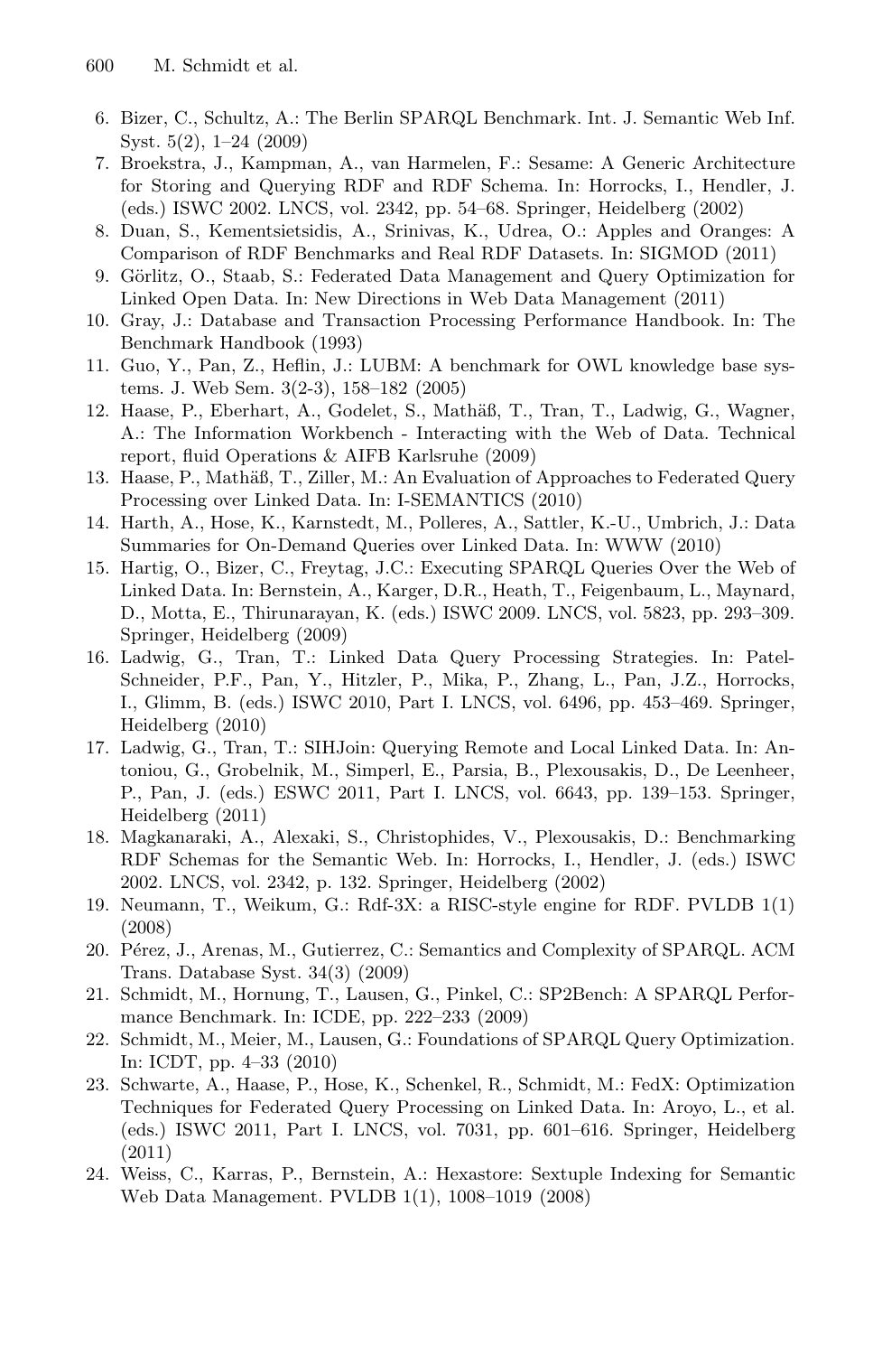6. Bizer, C., Schultz, A.: The Berlin SPARQL Benchmark. Int. J. Semantic Web Inf. Syst. 5(2), 1–24 (2009)
7. Broekstra, J., Kampman, A., van Harmelen, F.: Sesame: A Generic Architecture for Storing and Querying RDF and RDF Schema. In: Horrocks, I., Hendler, J. (eds.) ISWC 2002. LNCS, vol. 2342, pp. 54–68. Springer, Heidelberg (2002)
8. Duan, S., Kementsietsidis, A., Srinivas, K., Udrea, O.: Apples and Oranges: A Comparison of RDF Benchmarks and Real RDF Datasets. In: SIGMOD (2011)
9. Görlitz, O., Staab, S.: Federated Data Management and Query Optimization for Linked Open Data. In: New Directions in Web Data Management (2011)
10. Gray, J.: Database and Transaction Processing Performance Handbook. In: The Benchmark Handbook (1993)
11. Guo, Y., Pan, Z., Heflin, J.: LUBM: A benchmark for OWL knowledge base systems. J. Web Sem. 3(2-3), 158–182 (2005)
12. Haase, P., Eberhart, A., Godelet, S., Mathäß, T., Tran, T., Ladwig, G., Wagner, A.: The Information Workbench - Interacting with the Web of Data. Technical report, fluid Operations & AIFB Karlsruhe (2009)
13. Haase, P., Mathäß, T., Ziller, M.: An Evaluation of Approaches to Federated Query Processing over Linked Data. In: I-SEMANTICS (2010)
14. Harth, A., Hose, K., Karnstedt, M., Polleres, A., Sattler, K.-U., Umbrich, J.: Data Summaries for On-Demand Queries over Linked Data. In: WWW (2010)
15. Hartig, O., Bizer, C., Freytag, J.C.: Executing SPARQL Queries Over the Web of Linked Data. In: Bernstein, A., Karger, D.R., Heath, T., Feigenbaum, L., Maynard, D., Motta, E., Thirunarayan, K. (eds.) ISWC 2009. LNCS, vol. 5823, pp. 293–309. Springer, Heidelberg (2009)
16. Ladwig, G., Tran, T.: Linked Data Query Processing Strategies. In: Patel-Schneider, P.F., Pan, Y., Hitzler, P., Mika, P., Zhang, L., Pan, J.Z., Horrocks, I., Glimm, B. (eds.) ISWC 2010, Part I. LNCS, vol. 6496, pp. 453–469. Springer, Heidelberg (2010)
17. Ladwig, G., Tran, T.: SIHJoin: Querying Remote and Local Linked Data. In: Antoniou, G., Grobelnik, M., Simperl, E., Parsia, B., Plexousakis, D., De Leenheer, P., Pan, J. (eds.) ESWC 2011, Part I. LNCS, vol. 6643, pp. 139–153. Springer, Heidelberg (2011)
18. Magkanaraki, A., Alexaki, S., Christophides, V., Plexousakis, D.: Benchmarking RDF Schemas for the Semantic Web. In: Horrocks, I., Hendler, J. (eds.) ISWC 2002. LNCS, vol. 2342, p. 132. Springer, Heidelberg (2002)
19. Neumann, T., Weikum, G.: Rdf-3X: a RISC-style engine for RDF. PVLDB 1(1) (2008)
20. Pérez, J., Arenas, M., Gutierrez, C.: Semantics and Complexity of SPARQL. ACM Trans. Database Syst. 34(3) (2009)
21. Schmidt, M., Hornung, T., Lausen, G., Pinkel, C.: SP2Bench: A SPARQL Performance Benchmark. In: ICDE, pp. 222–233 (2009)
22. Schmidt, M., Meier, M., Lausen, G.: Foundations of SPARQL Query Optimization. In: ICDT, pp. 4–33 (2010)
23. Schwarte, A., Haase, P., Hose, K., Schenkel, R., Schmidt, M.: FedX: Optimization Techniques for Federated Query Processing on Linked Data. In: Aroyo, L., et al. (eds.) ISWC 2011, Part I. LNCS, vol. 7031, pp. 601–616. Springer, Heidelberg (2011)
24. Weiss, C., Karras, P., Bernstein, A.: Hexastore: Sextuple Indexing for Semantic Web Data Management. PVLDB 1(1), 1008–1019 (2008)